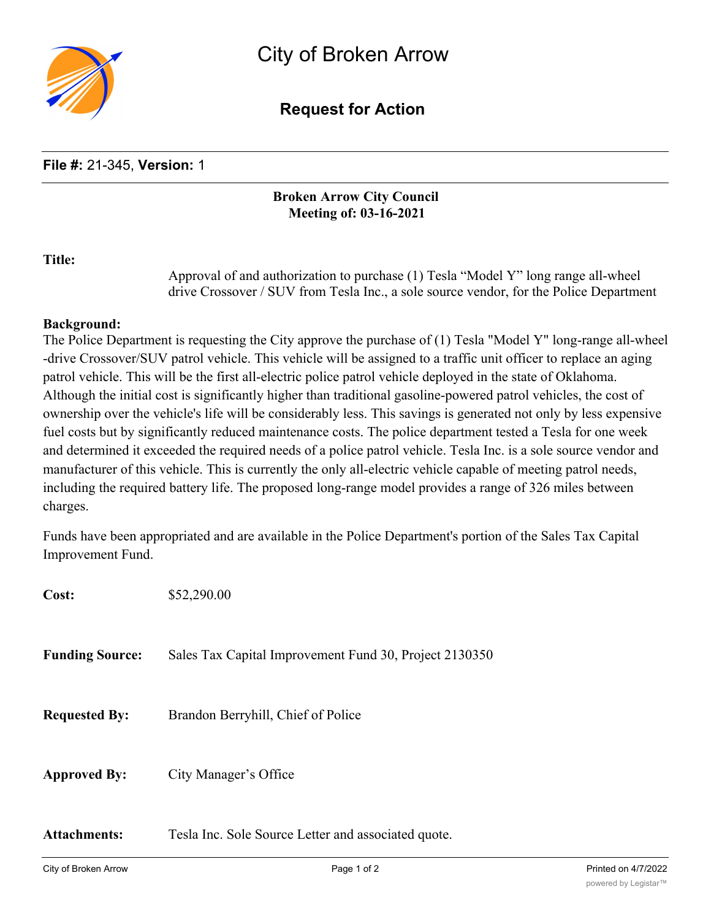# City of Broken Arrow

## Request for Action

**File #:** 21-345, **Version:** 1

**Broken Arrow City Council**
**Meeting of: 03-16-2021**

**Title:**

Approval of and authorization to purchase (1) Tesla "Model Y" long range all-wheel drive Crossover / SUV from Tesla Inc., a sole source vendor, for the Police Department

**Background:**

The Police Department is requesting the City approve the purchase of (1) Tesla "Model Y" long-range all-wheel-drive Crossover/SUV patrol vehicle. This vehicle will be assigned to a traffic unit officer to replace an aging patrol vehicle. This will be the first all-electric police patrol vehicle deployed in the state of Oklahoma. Although the initial cost is significantly higher than traditional gasoline-powered patrol vehicles, the cost of ownership over the vehicle's life will be considerably less. This savings is generated not only by less expensive fuel costs but by significantly reduced maintenance costs. The police department tested a Tesla for one week and determined it exceeded the required needs of a police patrol vehicle. Tesla Inc. is a sole source vendor and manufacturer of this vehicle. This is currently the only all-electric vehicle capable of meeting patrol needs, including the required battery life. The proposed long-range model provides a range of 326 miles between charges.

Funds have been appropriated and are available in the Police Department's portion of the Sales Tax Capital Improvement Fund.

**Cost:** $52,290.00

**Funding Source:** Sales Tax Capital Improvement Fund 30, Project 2130350

**Requested By:** Brandon Berryhill, Chief of Police

**Approved By:** City Manager's Office

**Attachments:** Tesla Inc. Sole Source Letter and associated quote.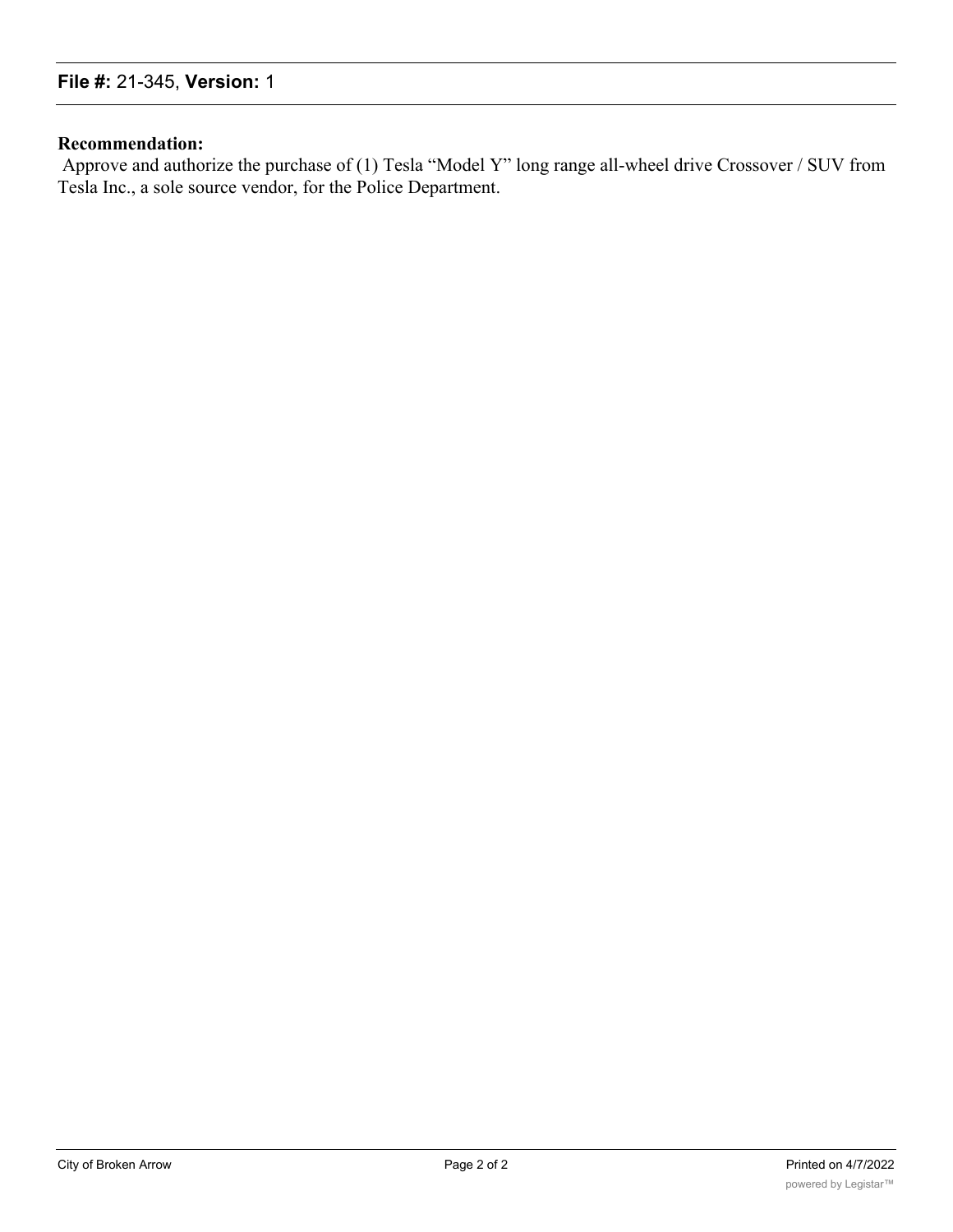**File #:** 21-345, **Version:** 1

**Recommendation:**

Approve and authorize the purchase of (1) Tesla “Model Y” long range all-wheel drive Crossover / SUV from Tesla Inc., a sole source vendor, for the Police Department.